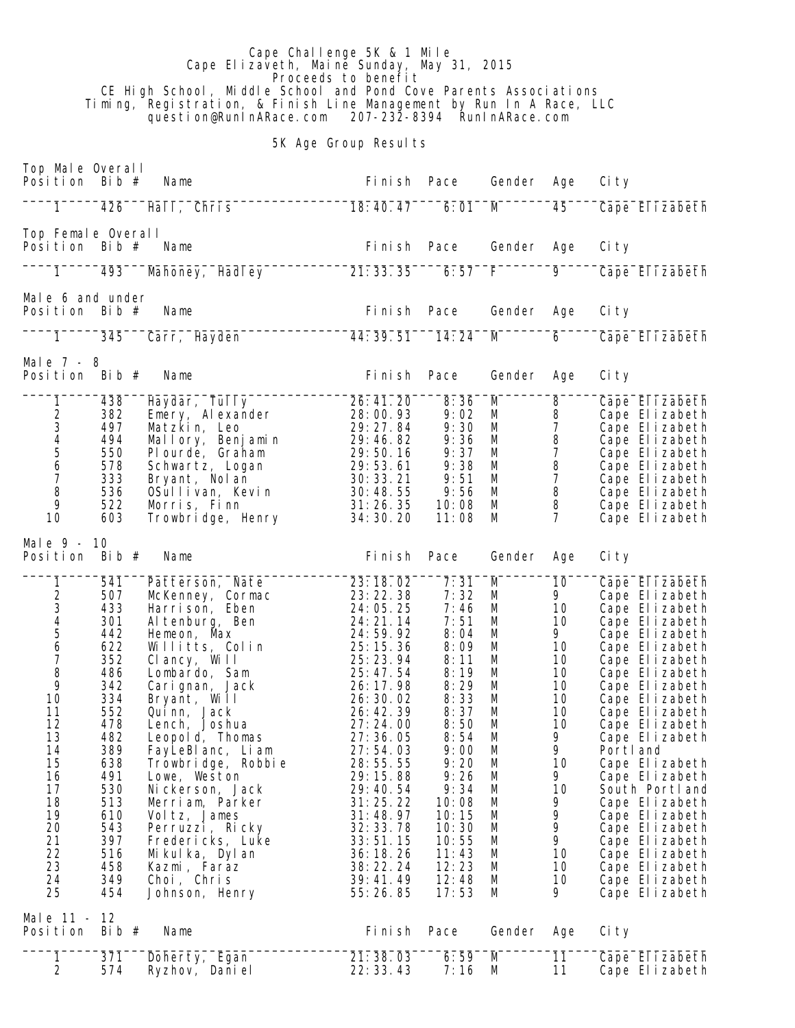Cape Challenge 5K & 1 Mile
Cape Elizaveth, Maine Sunday, May 31, 2015
Proceeds to benefit
CE High School, Middle School and Pond Cove Parents Associations
Timing, Registration, & Finish Line Management by Run In A Race, LLC
question@RunInARace.com 207-232-8394 RunInARace.com

## 5K Age Group Results

### Top Male Overall

| Position | Bib # | Name | Finish | Pace | Gender | Age | City |
|---|---|---|---|---|---|---|---|
| 1 | 426 | Hall, Chris | 18:40.47 | 6:01 | M | 45 | Cape Elizabeth |

### Top Female Overall

| Position | Bib # | Name | Finish | Pace | Gender | Age | City |
|---|---|---|---|---|---|---|---|
| 1 | 493 | Mahoney, Hadley | 21:33.35 | 6:57 | F | 9 | Cape Elizabeth |

### Male 6 and under

| Position | Bib # | Name | Finish | Pace | Gender | Age | City |
|---|---|---|---|---|---|---|---|
| 1 | 345 | Carr, Hayden | 44:39.51 | 14:24 | M | 6 | Cape Elizabeth |

### Male 7 - 8

| Position | Bib # | Name | Finish | Pace | Gender | Age | City |
|---|---|---|---|---|---|---|---|
| 1 | 438 | Haydar, Tully | 26:41.20 | 8:36 | M | 8 | Cape Elizabeth |
| 2 | 382 | Emery, Alexander | 28:00.93 | 9:02 | M | 8 | Cape Elizabeth |
| 3 | 497 | Matzkin, Leo | 29:27.84 | 9:30 | M | 7 | Cape Elizabeth |
| 4 | 494 | Mallory, Benjamin | 29:46.82 | 9:36 | M | 8 | Cape Elizabeth |
| 5 | 550 | Plourde, Graham | 29:50.16 | 9:37 | M | 7 | Cape Elizabeth |
| 6 | 578 | Schwartz, Logan | 29:53.61 | 9:38 | M | 8 | Cape Elizabeth |
| 7 | 333 | Bryant, Nolan | 30:33.21 | 9:51 | M | 7 | Cape Elizabeth |
| 8 | 536 | OSullivan, Kevin | 30:48.55 | 9:56 | M | 8 | Cape Elizabeth |
| 9 | 522 | Morris, Finn | 31:26.35 | 10:08 | M | 8 | Cape Elizabeth |
| 10 | 603 | Trowbridge, Henry | 34:30.20 | 11:08 | M | 7 | Cape Elizabeth |

### Male 9 - 10

| Position | Bib # | Name | Finish | Pace | Gender | Age | City |
|---|---|---|---|---|---|---|---|
| 1 | 541 | Patterson, Nate | 23:18.02 | 7:31 | M | 10 | Cape Elizabeth |
| 2 | 507 | McKenney, Cormac | 23:22.38 | 7:32 | M | 9 | Cape Elizabeth |
| 3 | 433 | Harrison, Eben | 24:05.25 | 7:46 | M | 10 | Cape Elizabeth |
| 4 | 301 | Altenburg, Ben | 24:21.14 | 7:51 | M | 10 | Cape Elizabeth |
| 5 | 442 | Hemeon, Max | 24:59.92 | 8:04 | M | 9 | Cape Elizabeth |
| 6 | 622 | Willitts, Colin | 25:15.36 | 8:09 | M | 10 | Cape Elizabeth |
| 7 | 352 | Clancy, Will | 25:23.94 | 8:11 | M | 10 | Cape Elizabeth |
| 8 | 486 | Lombardo, Sam | 25:47.54 | 8:19 | M | 10 | Cape Elizabeth |
| 9 | 342 | Carignan, Jack | 26:17.98 | 8:29 | M | 10 | Cape Elizabeth |
| 10 | 334 | Bryant, Will | 26:30.02 | 8:33 | M | 10 | Cape Elizabeth |
| 11 | 552 | Quinn, Jack | 26:42.39 | 8:37 | M | 10 | Cape Elizabeth |
| 12 | 478 | Lench, Joshua | 27:24.00 | 8:50 | M | 10 | Cape Elizabeth |
| 13 | 482 | Leopold, Thomas | 27:36.05 | 8:54 | M | 9 | Cape Elizabeth |
| 14 | 389 | FayLeBlanc, Liam | 27:54.03 | 9:00 | M | 9 | Portland |
| 15 | 638 | Trowbridge, Robbie | 28:55.55 | 9:20 | M | 10 | Cape Elizabeth |
| 16 | 491 | Lowe, Weston | 29:15.88 | 9:26 | M | 9 | Cape Elizabeth |
| 17 | 530 | Nickerson, Jack | 29:40.54 | 9:34 | M | 10 | South Portland |
| 18 | 513 | Merriam, Parker | 31:25.22 | 10:08 | M | 9 | Cape Elizabeth |
| 19 | 610 | Voltz, James | 31:48.97 | 10:15 | M | 9 | Cape Elizabeth |
| 20 | 543 | Perruzzi, Ricky | 32:33.78 | 10:30 | M | 9 | Cape Elizabeth |
| 21 | 397 | Fredericks, Luke | 33:51.15 | 10:55 | M | 9 | Cape Elizabeth |
| 22 | 516 | Mikulka, Dylan | 36:18.26 | 11:43 | M | 10 | Cape Elizabeth |
| 23 | 458 | Kazmi, Faraz | 38:22.24 | 12:23 | M | 10 | Cape Elizabeth |
| 24 | 349 | Choi, Chris | 39:41.49 | 12:48 | M | 10 | Cape Elizabeth |
| 25 | 454 | Johnson, Henry | 55:26.85 | 17:53 | M | 9 | Cape Elizabeth |

### Male 11 - 12

| Position | Bib # | Name | Finish | Pace | Gender | Age | City |
|---|---|---|---|---|---|---|---|
| 1 | 371 | Doherty, Egan | 21:38.03 | 6:59 | M | 11 | Cape Elizabeth |
| 2 | 574 | Ryzhov, Daniel | 22:33.43 | 7:16 | M | 11 | Cape Elizabeth |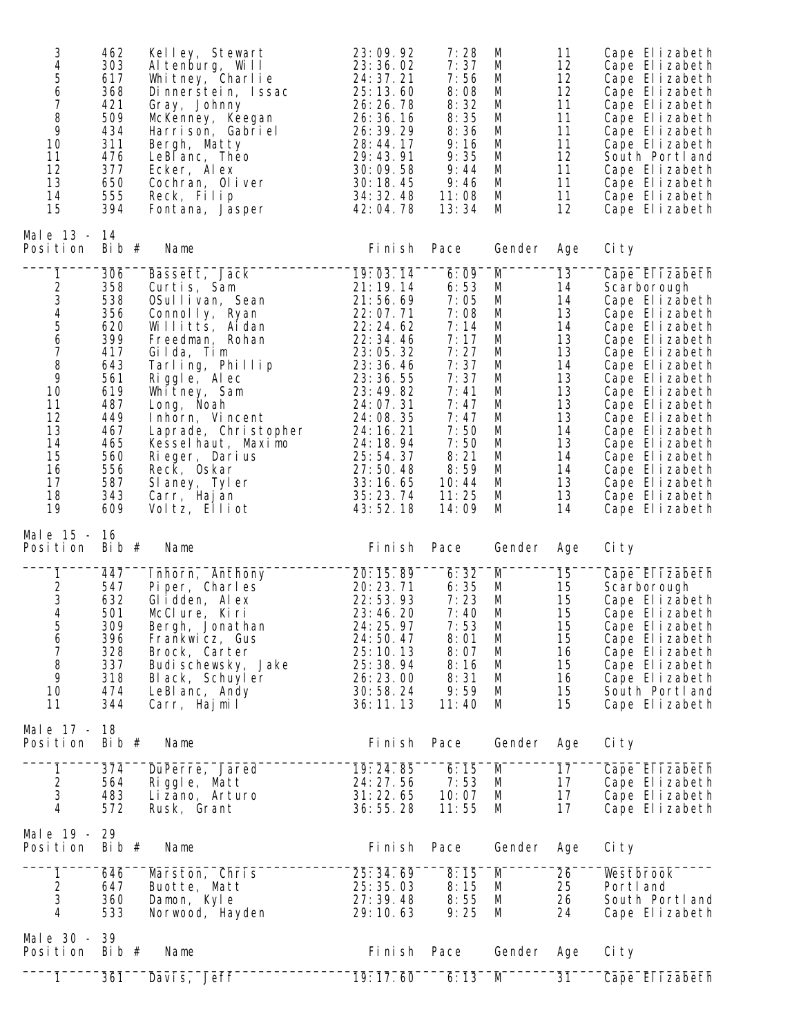| Position | Bib # | Name | Finish | Pace | Gender | Age | City |
|---|---|---|---|---|---|---|---|
| 3 | 462 | Kelley, Stewart | 23:09.92 | 7:28 | M | 11 | Cape Elizabeth |
| 4 | 303 | Altenburg, Will | 23:36.02 | 7:37 | M | 12 | Cape Elizabeth |
| 5 | 617 | Whitney, Charlie | 24:37.21 | 7:56 | M | 12 | Cape Elizabeth |
| 6 | 368 | Dinnerstein, Issac | 25:13.60 | 8:08 | M | 12 | Cape Elizabeth |
| 7 | 421 | Gray, Johnny | 26:26.78 | 8:32 | M | 11 | Cape Elizabeth |
| 8 | 509 | McKenney, Keegan | 26:36.16 | 8:35 | M | 11 | Cape Elizabeth |
| 9 | 434 | Harrison, Gabriel | 26:39.29 | 8:36 | M | 11 | Cape Elizabeth |
| 10 | 311 | Bergh, Matty | 28:44.17 | 9:16 | M | 11 | Cape Elizabeth |
| 11 | 476 | LeBlanc, Theo | 29:43.91 | 9:35 | M | 12 | South Portland |
| 12 | 377 | Ecker, Alex | 30:09.58 | 9:44 | M | 11 | Cape Elizabeth |
| 13 | 650 | Cochran, Oliver | 30:18.45 | 9:46 | M | 11 | Cape Elizabeth |
| 14 | 555 | Reck, Filip | 34:32.48 | 11:08 | M | 11 | Cape Elizabeth |
| 15 | 394 | Fontana, Jasper | 42:04.78 | 13:34 | M | 12 | Cape Elizabeth |

Male 13 - 14

| Position | Bib # | Name | Finish | Pace | Gender | Age | City |
|---|---|---|---|---|---|---|---|
| 1 | 306 | Bassett, Jack | 19:03.14 | 6:09 | M | 13 | Cape Elizabeth |
| 2 | 358 | Curtis, Sam | 21:19.14 | 6:53 | M | 14 | Scarborough |
| 3 | 538 | OSullivan, Sean | 21:56.69 | 7:05 | M | 14 | Cape Elizabeth |
| 4 | 356 | Connolly, Ryan | 22:07.71 | 7:08 | M | 13 | Cape Elizabeth |
| 5 | 620 | Willitts, Aidan | 22:24.62 | 7:14 | M | 14 | Cape Elizabeth |
| 6 | 399 | Freedman, Rohan | 22:34.46 | 7:17 | M | 13 | Cape Elizabeth |
| 7 | 417 | Gilda, Tim | 23:05.32 | 7:27 | M | 13 | Cape Elizabeth |
| 8 | 643 | Tarling, Phillip | 23:36.46 | 7:37 | M | 14 | Cape Elizabeth |
| 9 | 561 | Riggle, Alec | 23:36.55 | 7:37 | M | 13 | Cape Elizabeth |
| 10 | 619 | Whitney, Sam | 23:49.82 | 7:41 | M | 13 | Cape Elizabeth |
| 11 | 487 | Long, Noah | 24:07.31 | 7:47 | M | 13 | Cape Elizabeth |
| 12 | 449 | Inhorn, Vincent | 24:08.35 | 7:47 | M | 13 | Cape Elizabeth |
| 13 | 467 | Laprade, Christopher | 24:16.21 | 7:50 | M | 14 | Cape Elizabeth |
| 14 | 465 | Kesselhaut, Maximo | 24:18.94 | 7:50 | M | 13 | Cape Elizabeth |
| 15 | 560 | Rieger, Darius | 25:54.37 | 8:21 | M | 14 | Cape Elizabeth |
| 16 | 556 | Reck, Oskar | 27:50.48 | 8:59 | M | 14 | Cape Elizabeth |
| 17 | 587 | Slaney, Tyler | 33:16.65 | 10:44 | M | 13 | Cape Elizabeth |
| 18 | 343 | Carr, Hajan | 35:23.74 | 11:25 | M | 13 | Cape Elizabeth |
| 19 | 609 | Voltz, Elliot | 43:52.18 | 14:09 | M | 14 | Cape Elizabeth |

Male 15 - 16

| Position | Bib # | Name | Finish | Pace | Gender | Age | City |
|---|---|---|---|---|---|---|---|
| 1 | 447 | Inhorn, Anthony | 20:15.89 | 6:32 | M | 15 | Cape Elizabeth |
| 2 | 547 | Piper, Charles | 20:23.71 | 6:35 | M | 15 | Scarborough |
| 3 | 632 | Glidden, Alex | 22:53.93 | 7:23 | M | 15 | Cape Elizabeth |
| 4 | 501 | McClure, Kiri | 23:46.20 | 7:40 | M | 15 | Cape Elizabeth |
| 5 | 309 | Bergh, Jonathan | 24:25.97 | 7:53 | M | 15 | Cape Elizabeth |
| 6 | 396 | Frankwicz, Gus | 24:50.47 | 8:01 | M | 15 | Cape Elizabeth |
| 7 | 328 | Brock, Carter | 25:10.13 | 8:07 | M | 16 | Cape Elizabeth |
| 8 | 337 | Budischewsky, Jake | 25:38.94 | 8:16 | M | 15 | Cape Elizabeth |
| 9 | 318 | Black, Schuyler | 26:23.00 | 8:31 | M | 16 | Cape Elizabeth |
| 10 | 474 | LeBlanc, Andy | 30:58.24 | 9:59 | M | 15 | South Portland |
| 11 | 344 | Carr, Hajmil | 36:11.13 | 11:40 | M | 15 | Cape Elizabeth |

Male 17 - 18

| Position | Bib # | Name | Finish | Pace | Gender | Age | City |
|---|---|---|---|---|---|---|---|
| 1 | 374 | DuPerre, Jared | 19:24.85 | 6:15 | M | 17 | Cape Elizabeth |
| 2 | 564 | Riggle, Matt | 24:27.56 | 7:53 | M | 17 | Cape Elizabeth |
| 3 | 483 | Lizano, Arturo | 31:22.65 | 10:07 | M | 17 | Cape Elizabeth |
| 4 | 572 | Rusk, Grant | 36:55.28 | 11:55 | M | 17 | Cape Elizabeth |

Male 19 - 29

| Position | Bib # | Name | Finish | Pace | Gender | Age | City |
|---|---|---|---|---|---|---|---|
| 1 | 646 | Marston, Chris | 25:34.69 | 8:15 | M | 26 | Westbrook |
| 2 | 647 | Buotte, Matt | 25:35.03 | 8:15 | M | 25 | Portland |
| 3 | 360 | Damon, Kyle | 27:39.48 | 8:55 | M | 26 | South Portland |
| 4 | 533 | Norwood, Hayden | 29:10.63 | 9:25 | M | 24 | Cape Elizabeth |

Male 30 - 39

| Position | Bib # | Name | Finish | Pace | Gender | Age | City |
|---|---|---|---|---|---|---|---|
| 1 | 361 | Davis, Jeff | 19:17.60 | 6:13 | M | 31 | Cape Elizabeth |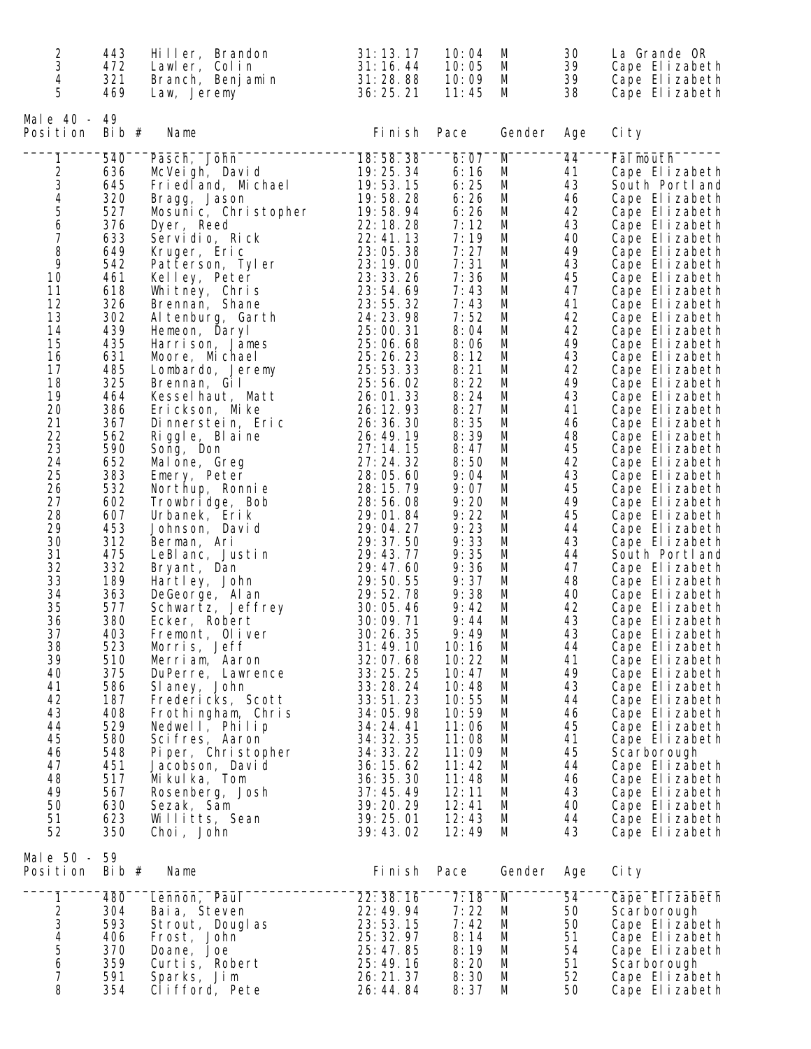| Position | Bib # | Name | Finish | Pace | Gender | Age | City |
|---|---|---|---|---|---|---|---|
| 2 | 443 | Hiller, Brandon | 31:13.17 | 10:04 | M | 30 | La Grande OR |
| 3 | 472 | Lawler, Colin | 31:16.44 | 10:05 | M | 39 | Cape Elizabeth |
| 4 | 321 | Branch, Benjamin | 31:28.88 | 10:09 | M | 39 | Cape Elizabeth |
| 5 | 469 | Law, Jeremy | 36:25.21 | 11:45 | M | 38 | Cape Elizabeth |

Male 40 - 49

| Position | Bib # | Name | Finish | Pace | Gender | Age | City |
|---|---|---|---|---|---|---|---|
| 1 | 540 | Pasch, John | 18:58.38 | 6:07 | M | 44 | Falmouth |
| 2 | 636 | McVeigh, David | 19:25.34 | 6:16 | M | 41 | Cape Elizabeth |
| 3 | 645 | Friedland, Michael | 19:53.15 | 6:25 | M | 43 | South Portland |
| 4 | 320 | Bragg, Jason | 19:58.28 | 6:26 | M | 46 | Cape Elizabeth |
| 5 | 527 | Mosunic, Christopher | 19:58.94 | 6:26 | M | 42 | Cape Elizabeth |
| 6 | 376 | Dyer, Reed | 22:18.28 | 7:12 | M | 43 | Cape Elizabeth |
| 7 | 633 | Servidio, Rick | 22:41.13 | 7:19 | M | 40 | Cape Elizabeth |
| 8 | 649 | Kruger, Eric | 23:05.38 | 7:27 | M | 49 | Cape Elizabeth |
| 9 | 542 | Patterson, Tyler | 23:19.00 | 7:31 | M | 43 | Cape Elizabeth |
| 10 | 461 | Kelley, Peter | 23:33.26 | 7:36 | M | 45 | Cape Elizabeth |
| 11 | 618 | Whitney, Chris | 23:54.69 | 7:43 | M | 47 | Cape Elizabeth |
| 12 | 326 | Brennan, Shane | 23:55.32 | 7:43 | M | 41 | Cape Elizabeth |
| 13 | 302 | Altenburg, Garth | 24:23.98 | 7:52 | M | 42 | Cape Elizabeth |
| 14 | 439 | Hemeon, Daryl | 25:00.31 | 8:04 | M | 42 | Cape Elizabeth |
| 15 | 435 | Harrison, James | 25:06.68 | 8:06 | M | 49 | Cape Elizabeth |
| 16 | 631 | Moore, Michael | 25:26.23 | 8:12 | M | 43 | Cape Elizabeth |
| 17 | 485 | Lombardo, Jeremy | 25:53.33 | 8:21 | M | 42 | Cape Elizabeth |
| 18 | 325 | Brennan, Gil | 25:56.02 | 8:22 | M | 49 | Cape Elizabeth |
| 19 | 464 | Kesselhaut, Matt | 26:01.33 | 8:24 | M | 43 | Cape Elizabeth |
| 20 | 386 | Erickson, Mike | 26:12.93 | 8:27 | M | 41 | Cape Elizabeth |
| 21 | 367 | Dinnerstein, Eric | 26:36.30 | 8:35 | M | 46 | Cape Elizabeth |
| 22 | 562 | Riggle, Blaine | 26:49.19 | 8:39 | M | 48 | Cape Elizabeth |
| 23 | 590 | Song, Don | 27:14.15 | 8:47 | M | 45 | Cape Elizabeth |
| 24 | 652 | Malone, Greg | 27:24.32 | 8:50 | M | 42 | Cape Elizabeth |
| 25 | 383 | Emery, Peter | 28:05.60 | 9:04 | M | 43 | Cape Elizabeth |
| 26 | 532 | Northup, Ronnie | 28:15.79 | 9:07 | M | 45 | Cape Elizabeth |
| 27 | 602 | Trowbridge, Bob | 28:56.08 | 9:20 | M | 49 | Cape Elizabeth |
| 28 | 607 | Urbanek, Erik | 29:01.84 | 9:22 | M | 45 | Cape Elizabeth |
| 29 | 453 | Johnson, David | 29:04.27 | 9:23 | M | 44 | Cape Elizabeth |
| 30 | 312 | Berman, Ari | 29:37.50 | 9:33 | M | 43 | Cape Elizabeth |
| 31 | 475 | LeBlanc, Justin | 29:43.77 | 9:35 | M | 44 | South Portland |
| 32 | 332 | Bryant, Dan | 29:47.60 | 9:36 | M | 47 | Cape Elizabeth |
| 33 | 189 | Hartley, John | 29:50.55 | 9:37 | M | 48 | Cape Elizabeth |
| 34 | 363 | DeGeorge, Alan | 29:52.78 | 9:38 | M | 40 | Cape Elizabeth |
| 35 | 577 | Schwartz, Jeffrey | 30:05.46 | 9:42 | M | 42 | Cape Elizabeth |
| 36 | 380 | Ecker, Robert | 30:09.71 | 9:44 | M | 43 | Cape Elizabeth |
| 37 | 403 | Fremont, Oliver | 30:26.35 | 9:49 | M | 43 | Cape Elizabeth |
| 38 | 523 | Morris, Jeff | 31:49.10 | 10:16 | M | 44 | Cape Elizabeth |
| 39 | 510 | Merriam, Aaron | 32:07.68 | 10:22 | M | 41 | Cape Elizabeth |
| 40 | 375 | DuPerre, Lawrence | 33:25.25 | 10:47 | M | 49 | Cape Elizabeth |
| 41 | 586 | Slaney, John | 33:28.24 | 10:48 | M | 43 | Cape Elizabeth |
| 42 | 187 | Fredericks, Scott | 33:51.23 | 10:55 | M | 44 | Cape Elizabeth |
| 43 | 408 | Frothingham, Chris | 34:05.98 | 10:59 | M | 46 | Cape Elizabeth |
| 44 | 529 | Nedwell, Philip | 34:24.41 | 11:06 | M | 45 | Cape Elizabeth |
| 45 | 580 | Scifres, Aaron | 34:32.35 | 11:08 | M | 41 | Cape Elizabeth |
| 46 | 548 | Piper, Christopher | 34:33.22 | 11:09 | M | 45 | Scarborough |
| 47 | 451 | Jacobson, David | 36:15.62 | 11:42 | M | 44 | Cape Elizabeth |
| 48 | 517 | Mikulka, Tom | 36:35.30 | 11:48 | M | 46 | Cape Elizabeth |
| 49 | 567 | Rosenberg, Josh | 37:45.49 | 12:11 | M | 43 | Cape Elizabeth |
| 50 | 630 | Sezak, Sam | 39:20.29 | 12:41 | M | 40 | Cape Elizabeth |
| 51 | 623 | Willitts, Sean | 39:25.01 | 12:43 | M | 44 | Cape Elizabeth |
| 52 | 350 | Choi, John | 39:43.02 | 12:49 | M | 43 | Cape Elizabeth |

Male 50 - 59

| Position | Bib # | Name | Finish | Pace | Gender | Age | City |
|---|---|---|---|---|---|---|---|
| 1 | 480 | Lennon, Paul | 22:38.16 | 7:18 | M | 54 | Cape Elizabeth |
| 2 | 304 | Baia, Steven | 22:49.94 | 7:22 | M | 50 | Scarborough |
| 3 | 593 | Strout, Douglas | 23:53.15 | 7:42 | M | 50 | Cape Elizabeth |
| 4 | 406 | Frost, John | 25:32.97 | 8:14 | M | 51 | Cape Elizabeth |
| 5 | 370 | Doane, Joe | 25:47.85 | 8:19 | M | 54 | Cape Elizabeth |
| 6 | 359 | Curtis, Robert | 25:49.16 | 8:20 | M | 51 | Scarborough |
| 7 | 591 | Sparks, Jim | 26:21.37 | 8:30 | M | 52 | Cape Elizabeth |
| 8 | 354 | Clifford, Pete | 26:44.84 | 8:37 | M | 50 | Cape Elizabeth |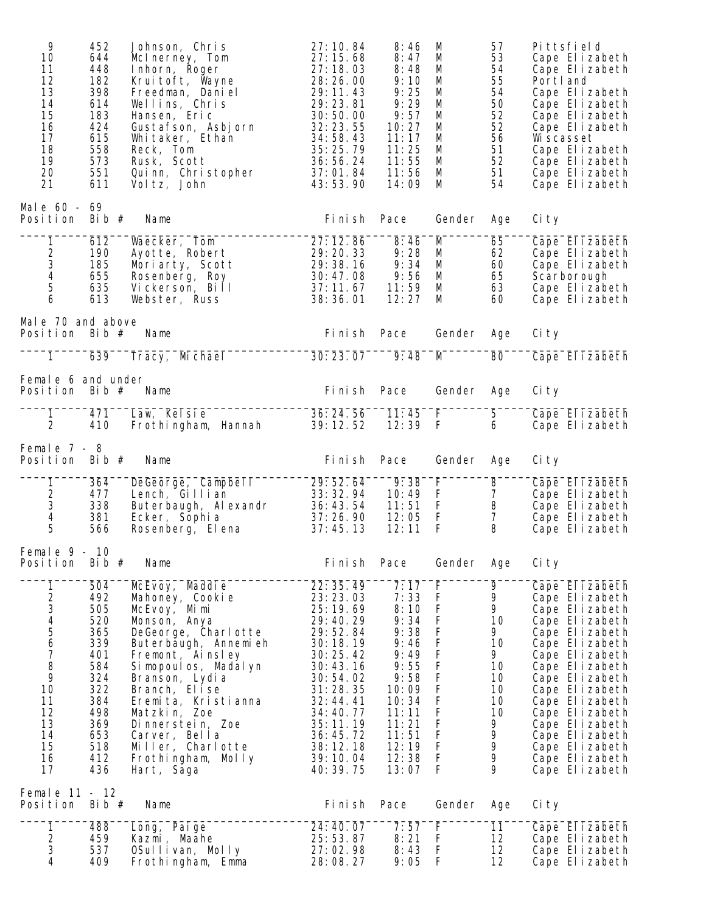| Position | Bib # | Name | Finish | Pace | Gender | Age | City |
|---|---|---|---|---|---|---|---|
| 9 | 452 | Johnson, Chris | 27:10.84 | 8:46 | M | 57 | Pittsfield |
| 10 | 644 | McInerney, Tom | 27:15.68 | 8:47 | M | 53 | Cape Elizabeth |
| 11 | 448 | Inhorn, Roger | 27:18.03 | 8:48 | M | 54 | Cape Elizabeth |
| 12 | 182 | Kruitoft, Wayne | 28:26.00 | 9:10 | M | 55 | Portland |
| 13 | 398 | Freedman, Daniel | 29:11.43 | 9:25 | M | 54 | Cape Elizabeth |
| 14 | 614 | Wellins, Chris | 29:23.81 | 9:29 | M | 50 | Cape Elizabeth |
| 15 | 183 | Hansen, Eric | 30:50.00 | 9:57 | M | 52 | Cape Elizabeth |
| 16 | 424 | Gustafson, Asbjorn | 32:23.55 | 10:27 | M | 52 | Cape Elizabeth |
| 17 | 615 | Whitaker, Ethan | 34:58.43 | 11:17 | M | 56 | Wiscasset |
| 18 | 558 | Reck, Tom | 35:25.79 | 11:25 | M | 51 | Cape Elizabeth |
| 19 | 573 | Rusk, Scott | 36:56.24 | 11:55 | M | 52 | Cape Elizabeth |
| 20 | 551 | Quinn, Christopher | 37:01.84 | 11:56 | M | 51 | Cape Elizabeth |
| 21 | 611 | Voltz, John | 43:53.90 | 14:09 | M | 54 | Cape Elizabeth |

Male 60 - 69

| Position | Bib # | Name | Finish | Pace | Gender | Age | City |
|---|---|---|---|---|---|---|---|
| 1 | 612 | Waecker, Tom | 27:12.86 | 8:46 | M | 65 | Cape Elizabeth |
| 2 | 190 | Ayotte, Robert | 29:20.33 | 9:28 | M | 62 | Cape Elizabeth |
| 3 | 185 | Moriarty, Scott | 29:38.16 | 9:34 | M | 60 | Cape Elizabeth |
| 4 | 655 | Rosenberg, Roy | 30:47.08 | 9:56 | M | 65 | Scarborough |
| 5 | 635 | Vickerson, Bill | 37:11.67 | 11:59 | M | 63 | Cape Elizabeth |
| 6 | 613 | Webster, Russ | 38:36.01 | 12:27 | M | 60 | Cape Elizabeth |

Male 70 and above

| Position | Bib # | Name | Finish | Pace | Gender | Age | City |
|---|---|---|---|---|---|---|---|
| 1 | 639 | Tracy, Michael | 30:23.07 | 9:48 | M | 80 | Cape Elizabeth |

Female 6 and under

| Position | Bib # | Name | Finish | Pace | Gender | Age | City |
|---|---|---|---|---|---|---|---|
| 1 | 471 | Law, Kelsie | 36:24.56 | 11:45 | F | 5 | Cape Elizabeth |
| 2 | 410 | Frothingham, Hannah | 39:12.52 | 12:39 | F | 6 | Cape Elizabeth |

Female 7 - 8

| Position | Bib # | Name | Finish | Pace | Gender | Age | City |
|---|---|---|---|---|---|---|---|
| 1 | 364 | DeGeorge, Campbell | 29:52.64 | 9:38 | F | 8 | Cape Elizabeth |
| 2 | 477 | Lench, Gillian | 33:32.94 | 10:49 | F | 7 | Cape Elizabeth |
| 3 | 338 | Buterbaugh, Alexandr | 36:43.54 | 11:51 | F | 8 | Cape Elizabeth |
| 4 | 381 | Ecker, Sophia | 37:26.90 | 12:05 | F | 7 | Cape Elizabeth |
| 5 | 566 | Rosenberg, Elena | 37:45.13 | 12:11 | F | 8 | Cape Elizabeth |

Female 9 - 10

| Position | Bib # | Name | Finish | Pace | Gender | Age | City |
|---|---|---|---|---|---|---|---|
| 1 | 504 | McEvoy, Maddie | 22:35.49 | 7:17 | F | 9 | Cape Elizabeth |
| 2 | 492 | Mahoney, Cookie | 23:23.03 | 7:33 | F | 9 | Cape Elizabeth |
| 3 | 505 | McEvoy, Mimi | 25:19.69 | 8:10 | F | 9 | Cape Elizabeth |
| 4 | 520 | Monson, Anya | 29:40.29 | 9:34 | F | 10 | Cape Elizabeth |
| 5 | 365 | DeGeorge, Charlotte | 29:52.84 | 9:38 | F | 9 | Cape Elizabeth |
| 6 | 339 | Buterbaugh, Annemieh | 30:18.19 | 9:46 | F | 10 | Cape Elizabeth |
| 7 | 401 | Fremont, Ainsley | 30:25.42 | 9:49 | F | 9 | Cape Elizabeth |
| 8 | 584 | Simopoulos, Madalyn | 30:43.16 | 9:55 | F | 10 | Cape Elizabeth |
| 9 | 324 | Branson, Lydia | 30:54.02 | 9:58 | F | 10 | Cape Elizabeth |
| 10 | 322 | Branch, Elise | 31:28.35 | 10:09 | F | 10 | Cape Elizabeth |
| 11 | 384 | Eremita, Kristianna | 32:44.41 | 10:34 | F | 10 | Cape Elizabeth |
| 12 | 498 | Matzkin, Zoe | 34:40.77 | 11:11 | F | 10 | Cape Elizabeth |
| 13 | 369 | Dinnerstein, Zoe | 35:11.19 | 11:21 | F | 9 | Cape Elizabeth |
| 14 | 653 | Carver, Bella | 36:45.72 | 11:51 | F | 9 | Cape Elizabeth |
| 15 | 518 | Miller, Charlotte | 38:12.18 | 12:19 | F | 9 | Cape Elizabeth |
| 16 | 412 | Frothingham, Molly | 39:10.04 | 12:38 | F | 9 | Cape Elizabeth |
| 17 | 436 | Hart, Saga | 40:39.75 | 13:07 | F | 9 | Cape Elizabeth |

Female 11 - 12

| Position | Bib # | Name | Finish | Pace | Gender | Age | City |
|---|---|---|---|---|---|---|---|
| 1 | 488 | Long, Paige | 24:40.07 | 7:57 | F | 11 | Cape Elizabeth |
| 2 | 459 | Kazmi, Maahe | 25:53.87 | 8:21 | F | 12 | Cape Elizabeth |
| 3 | 537 | OSullivan, Molly | 27:02.98 | 8:43 | F | 12 | Cape Elizabeth |
| 4 | 409 | Frothingham, Emma | 28:08.27 | 9:05 | F | 12 | Cape Elizabeth |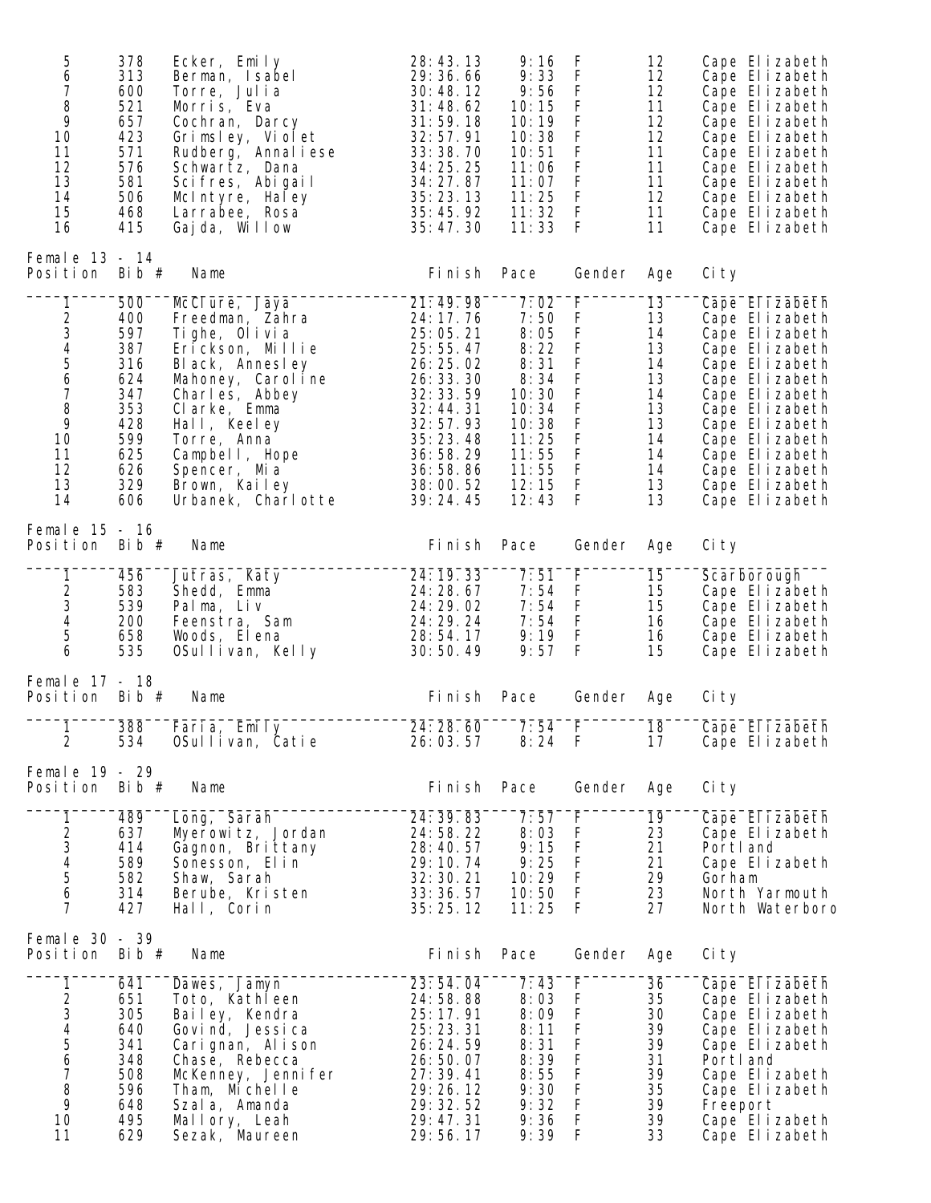| Position | Bib # | Name | Finish | Pace | Gender | Age | City |
|---|---|---|---|---|---|---|---|
| 5 | 378 | Ecker, Emily | 28:43.13 | 9:16 | F | 12 | Cape Elizabeth |
| 6 | 313 | Berman, Isabel | 29:36.66 | 9:33 | F | 12 | Cape Elizabeth |
| 7 | 600 | Torre, Julia | 30:48.12 | 9:56 | F | 12 | Cape Elizabeth |
| 8 | 521 | Morris, Eva | 31:48.62 | 10:15 | F | 11 | Cape Elizabeth |
| 9 | 657 | Cochran, Darcy | 31:59.18 | 10:19 | F | 12 | Cape Elizabeth |
| 10 | 423 | Grimsley, Violet | 32:57.91 | 10:38 | F | 12 | Cape Elizabeth |
| 11 | 571 | Rudberg, Annaliese | 33:38.70 | 10:51 | F | 11 | Cape Elizabeth |
| 12 | 576 | Schwartz, Dana | 34:25.25 | 11:06 | F | 11 | Cape Elizabeth |
| 13 | 581 | Scifres, Abigail | 34:27.87 | 11:07 | F | 11 | Cape Elizabeth |
| 14 | 506 | McIntyre, Haley | 35:23.13 | 11:25 | F | 12 | Cape Elizabeth |
| 15 | 468 | Larrabee, Rosa | 35:45.92 | 11:32 | F | 11 | Cape Elizabeth |
| 16 | 415 | Gajda, Willow | 35:47.30 | 11:33 | F | 11 | Cape Elizabeth |

Female 13 - 14

| Position | Bib # | Name | Finish | Pace | Gender | Age | City |
|---|---|---|---|---|---|---|---|
| 1 | 500 | McClure, Jaya | 21:49.98 | 7:02 | F | 13 | Cape Elizabeth |
| 2 | 400 | Freedman, Zahra | 24:17.76 | 7:50 | F | 13 | Cape Elizabeth |
| 3 | 597 | Tighe, Olivia | 25:05.21 | 8:05 | F | 14 | Cape Elizabeth |
| 4 | 387 | Erickson, Millie | 25:55.47 | 8:22 | F | 13 | Cape Elizabeth |
| 5 | 316 | Black, Annesley | 26:25.02 | 8:31 | F | 14 | Cape Elizabeth |
| 6 | 624 | Mahoney, Caroline | 26:33.30 | 8:34 | F | 13 | Cape Elizabeth |
| 7 | 347 | Charles, Abbey | 32:33.59 | 10:30 | F | 14 | Cape Elizabeth |
| 8 | 353 | Clarke, Emma | 32:44.31 | 10:34 | F | 13 | Cape Elizabeth |
| 9 | 428 | Hall, Keeley | 32:57.93 | 10:38 | F | 13 | Cape Elizabeth |
| 10 | 599 | Torre, Anna | 35:23.48 | 11:25 | F | 14 | Cape Elizabeth |
| 11 | 625 | Campbell, Hope | 36:58.29 | 11:55 | F | 14 | Cape Elizabeth |
| 12 | 626 | Spencer, Mia | 36:58.86 | 11:55 | F | 14 | Cape Elizabeth |
| 13 | 329 | Brown, Kailey | 38:00.52 | 12:15 | F | 13 | Cape Elizabeth |
| 14 | 606 | Urbanek, Charlotte | 39:24.45 | 12:43 | F | 13 | Cape Elizabeth |

Female 15 - 16

| Position | Bib # | Name | Finish | Pace | Gender | Age | City |
|---|---|---|---|---|---|---|---|
| 1 | 456 | Jutras, Katy | 24:19.33 | 7:51 | F | 15 | Scarborough |
| 2 | 583 | Shedd, Emma | 24:28.67 | 7:54 | F | 15 | Cape Elizabeth |
| 3 | 539 | Palma, Liv | 24:29.02 | 7:54 | F | 15 | Cape Elizabeth |
| 4 | 200 | Feenstra, Sam | 24:29.24 | 7:54 | F | 16 | Cape Elizabeth |
| 5 | 658 | Woods, Elena | 28:54.17 | 9:19 | F | 16 | Cape Elizabeth |
| 6 | 535 | OSullivan, Kelly | 30:50.49 | 9:57 | F | 15 | Cape Elizabeth |

Female 17 - 18

| Position | Bib # | Name | Finish | Pace | Gender | Age | City |
|---|---|---|---|---|---|---|---|
| 1 | 388 | Faria, Emily | 24:28.60 | 7:54 | F | 18 | Cape Elizabeth |
| 2 | 534 | OSullivan, Catie | 26:03.57 | 8:24 | F | 17 | Cape Elizabeth |

Female 19 - 29

| Position | Bib # | Name | Finish | Pace | Gender | Age | City |
|---|---|---|---|---|---|---|---|
| 1 | 489 | Long, Sarah | 24:39.83 | 7:57 | F | 19 | Cape Elizabeth |
| 2 | 637 | Myerowitz, Jordan | 24:58.22 | 8:03 | F | 23 | Cape Elizabeth |
| 3 | 414 | Gagnon, Brittany | 28:40.57 | 9:15 | F | 21 | Portland |
| 4 | 589 | Sonesson, Elin | 29:10.74 | 9:25 | F | 21 | Cape Elizabeth |
| 5 | 582 | Shaw, Sarah | 32:30.21 | 10:29 | F | 29 | Gorham |
| 6 | 314 | Berube, Kristen | 33:36.57 | 10:50 | F | 23 | North Yarmouth |
| 7 | 427 | Hall, Corin | 35:25.12 | 11:25 | F | 27 | North Waterboro |

Female 30 - 39

| Position | Bib # | Name | Finish | Pace | Gender | Age | City |
|---|---|---|---|---|---|---|---|
| 1 | 641 | Dawes, Jamyn | 23:54.04 | 7:43 | F | 36 | Cape Elizabeth |
| 2 | 651 | Toto, Kathleen | 24:58.88 | 8:03 | F | 35 | Cape Elizabeth |
| 3 | 305 | Bailey, Kendra | 25:17.91 | 8:09 | F | 30 | Cape Elizabeth |
| 4 | 640 | Govind, Jessica | 25:23.31 | 8:11 | F | 39 | Cape Elizabeth |
| 5 | 341 | Carignan, Alison | 26:24.59 | 8:31 | F | 39 | Cape Elizabeth |
| 6 | 348 | Chase, Rebecca | 26:50.07 | 8:39 | F | 31 | Portland |
| 7 | 508 | McKenney, Jennifer | 27:39.41 | 8:55 | F | 39 | Cape Elizabeth |
| 8 | 596 | Tham, Michelle | 29:26.12 | 9:30 | F | 35 | Cape Elizabeth |
| 9 | 648 | Szala, Amanda | 29:32.52 | 9:32 | F | 39 | Freeport |
| 10 | 495 | Mallory, Leah | 29:47.31 | 9:36 | F | 39 | Cape Elizabeth |
| 11 | 629 | Sezak, Maureen | 29:56.17 | 9:39 | F | 33 | Cape Elizabeth |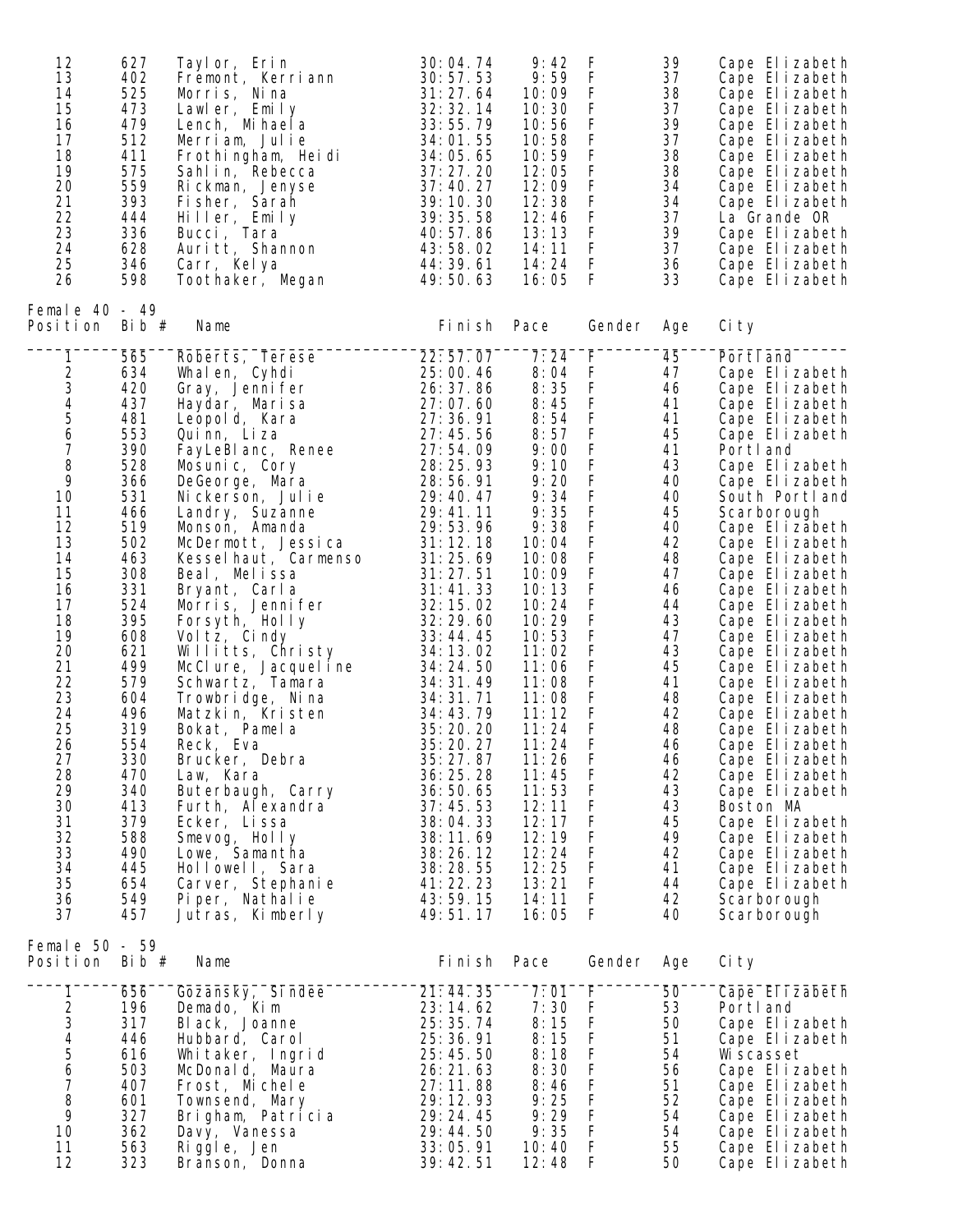| Position | Bib # | Name | Finish | Pace | Gender | Age | City |
|---|---|---|---|---|---|---|---|
| 12 | 627 | Taylor, Erin | 30:04.74 | 9:42 | F | 39 | Cape Elizabeth |
| 13 | 402 | Fremont, Kerriann | 30:57.53 | 9:59 | F | 37 | Cape Elizabeth |
| 14 | 525 | Morris, Nina | 31:27.64 | 10:09 | F | 38 | Cape Elizabeth |
| 15 | 473 | Lawler, Emily | 32:32.14 | 10:30 | F | 37 | Cape Elizabeth |
| 16 | 479 | Lench, Mihaela | 33:55.79 | 10:56 | F | 39 | Cape Elizabeth |
| 17 | 512 | Merriam, Julie | 34:01.55 | 10:58 | F | 37 | Cape Elizabeth |
| 18 | 411 | Frothingham, Heidi | 34:05.65 | 10:59 | F | 38 | Cape Elizabeth |
| 19 | 575 | Sahlin, Rebecca | 37:27.20 | 12:05 | F | 38 | Cape Elizabeth |
| 20 | 559 | Rickman, Jenyse | 37:40.27 | 12:09 | F | 34 | Cape Elizabeth |
| 21 | 393 | Fisher, Sarah | 39:10.30 | 12:38 | F | 34 | Cape Elizabeth |
| 22 | 444 | Hiller, Emily | 39:35.58 | 12:46 | F | 37 | La Grande OR |
| 23 | 336 | Bucci, Tara | 40:57.86 | 13:13 | F | 39 | Cape Elizabeth |
| 24 | 628 | Auritt, Shannon | 43:58.02 | 14:11 | F | 37 | Cape Elizabeth |
| 25 | 346 | Carr, Kelya | 44:39.61 | 14:24 | F | 36 | Cape Elizabeth |
| 26 | 598 | Toothaker, Megan | 49:50.63 | 16:05 | F | 33 | Cape Elizabeth |

Female 40 - 49

| Position | Bib # | Name | Finish | Pace | Gender | Age | City |
|---|---|---|---|---|---|---|---|
| 1 | 565 | Roberts, Terese | 22:57.07 | 7:24 | F | 45 | Portland |
| 2 | 634 | Whalen, Cyhdi | 25:00.46 | 8:04 | F | 47 | Cape Elizabeth |
| 3 | 420 | Gray, Jennifer | 26:37.86 | 8:35 | F | 46 | Cape Elizabeth |
| 4 | 437 | Haydar, Marisa | 27:07.60 | 8:45 | F | 41 | Cape Elizabeth |
| 5 | 481 | Leopold, Kara | 27:36.91 | 8:54 | F | 41 | Cape Elizabeth |
| 6 | 553 | Quinn, Liza | 27:45.56 | 8:57 | F | 45 | Cape Elizabeth |
| 7 | 390 | FayLeBlanc, Renee | 27:54.09 | 9:00 | F | 41 | Portland |
| 8 | 528 | Mosunic, Cory | 28:25.93 | 9:10 | F | 43 | Cape Elizabeth |
| 9 | 366 | DeGeorge, Mara | 28:56.91 | 9:20 | F | 40 | Cape Elizabeth |
| 10 | 531 | Nickerson, Julie | 29:40.47 | 9:34 | F | 40 | South Portland |
| 11 | 466 | Landry, Suzanne | 29:41.11 | 9:35 | F | 45 | Scarborough |
| 12 | 519 | Monson, Amanda | 29:53.96 | 9:38 | F | 40 | Cape Elizabeth |
| 13 | 502 | McDermott, Jessica | 31:12.18 | 10:04 | F | 42 | Cape Elizabeth |
| 14 | 463 | Kesselhaut, Carmenso | 31:25.69 | 10:08 | F | 48 | Cape Elizabeth |
| 15 | 308 | Beal, Melissa | 31:27.51 | 10:09 | F | 47 | Cape Elizabeth |
| 16 | 331 | Bryant, Carla | 31:41.33 | 10:13 | F | 46 | Cape Elizabeth |
| 17 | 524 | Morris, Jennifer | 32:15.02 | 10:24 | F | 44 | Cape Elizabeth |
| 18 | 395 | Forsyth, Holly | 32:29.60 | 10:29 | F | 43 | Cape Elizabeth |
| 19 | 608 | Voltz, Cindy | 33:44.45 | 10:53 | F | 47 | Cape Elizabeth |
| 20 | 621 | Willitts, Christy | 34:13.02 | 11:02 | F | 43 | Cape Elizabeth |
| 21 | 499 | McClure, Jacqueline | 34:24.50 | 11:06 | F | 45 | Cape Elizabeth |
| 22 | 579 | Schwartz, Tamara | 34:31.49 | 11:08 | F | 41 | Cape Elizabeth |
| 23 | 604 | Trowbridge, Nina | 34:31.71 | 11:08 | F | 48 | Cape Elizabeth |
| 24 | 496 | Matzkin, Kristen | 34:43.79 | 11:12 | F | 42 | Cape Elizabeth |
| 25 | 319 | Bokat, Pamela | 35:20.20 | 11:24 | F | 48 | Cape Elizabeth |
| 26 | 554 | Reck, Eva | 35:20.27 | 11:24 | F | 46 | Cape Elizabeth |
| 27 | 330 | Brucker, Debra | 35:27.87 | 11:26 | F | 46 | Cape Elizabeth |
| 28 | 470 | Law, Kara | 36:25.28 | 11:45 | F | 42 | Cape Elizabeth |
| 29 | 340 | Buterbaugh, Carry | 36:50.65 | 11:53 | F | 43 | Cape Elizabeth |
| 30 | 413 | Furth, Alexandra | 37:45.53 | 12:11 | F | 43 | Boston MA |
| 31 | 379 | Ecker, Lissa | 38:04.33 | 12:17 | F | 45 | Cape Elizabeth |
| 32 | 588 | Smevog, Holly | 38:11.69 | 12:19 | F | 49 | Cape Elizabeth |
| 33 | 490 | Lowe, Samantha | 38:26.12 | 12:24 | F | 42 | Cape Elizabeth |
| 34 | 445 | Hollowell, Sara | 38:28.55 | 12:25 | F | 41 | Cape Elizabeth |
| 35 | 654 | Carver, Stephanie | 41:22.23 | 13:21 | F | 44 | Cape Elizabeth |
| 36 | 549 | Piper, Nathalie | 43:59.15 | 14:11 | F | 42 | Scarborough |
| 37 | 457 | Jutras, Kimberly | 49:51.17 | 16:05 | F | 40 | Scarborough |

Female 50 - 59

| Position | Bib # | Name | Finish | Pace | Gender | Age | City |
|---|---|---|---|---|---|---|---|
| 1 | 656 | Gozansky, Sindee | 21:44.35 | 7:01 | F | 50 | Cape Elizabeth |
| 2 | 196 | Demado, Kim | 23:14.62 | 7:30 | F | 53 | Portland |
| 3 | 317 | Black, Joanne | 25:35.74 | 8:15 | F | 50 | Cape Elizabeth |
| 4 | 446 | Hubbard, Carol | 25:36.91 | 8:15 | F | 51 | Cape Elizabeth |
| 5 | 616 | Whitaker, Ingrid | 25:45.50 | 8:18 | F | 54 | Wiscasset |
| 6 | 503 | McDonald, Maura | 26:21.63 | 8:30 | F | 56 | Cape Elizabeth |
| 7 | 407 | Frost, Michele | 27:11.88 | 8:46 | F | 51 | Cape Elizabeth |
| 8 | 601 | Townsend, Mary | 29:12.93 | 9:25 | F | 52 | Cape Elizabeth |
| 9 | 327 | Brigham, Patricia | 29:24.45 | 9:29 | F | 54 | Cape Elizabeth |
| 10 | 362 | Davy, Vanessa | 29:44.50 | 9:35 | F | 54 | Cape Elizabeth |
| 11 | 563 | Riggle, Jen | 33:05.91 | 10:40 | F | 55 | Cape Elizabeth |
| 12 | 323 | Branson, Donna | 39:42.51 | 12:48 | F | 50 | Cape Elizabeth |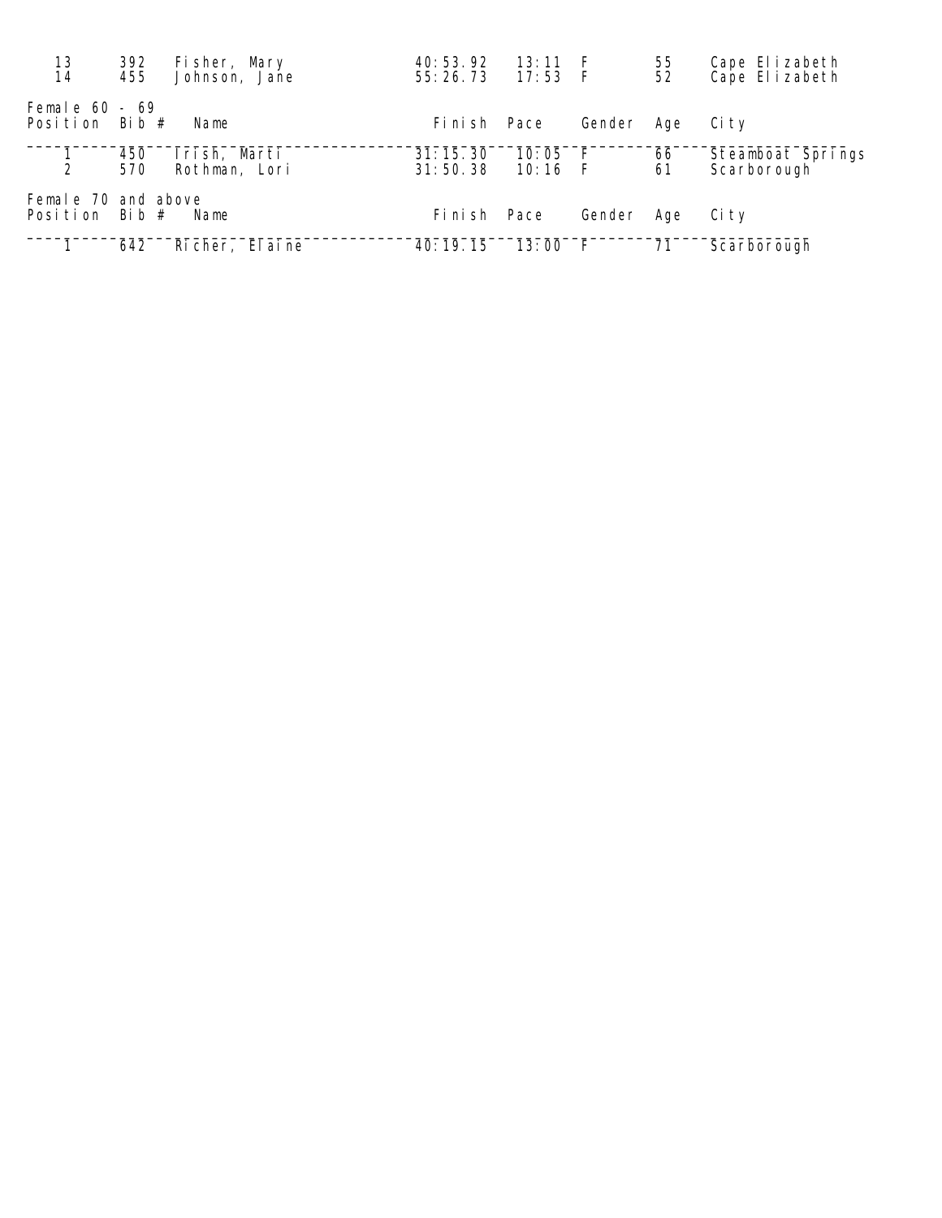| | | | | | | | |
|---|---|---|---|---|---|---|---|
| 13 | 392 | Fisher, Mary | 40:53.92 | 13:11 | F | 55 | Cape Elizabeth |
| 14 | 455 | Johnson, Jane | 55:26.73 | 17:53 | F | 52 | Cape Elizabeth |

Female 60 - 69

| Position | Bib # | Name | Finish | Pace | Gender | Age | City |
|---|---|---|---|---|---|---|---|
| 1 | 450 | Irish, Marti | 31:15.30 | 10:05 | F | 66 | Steamboat Springs |
| 2 | 570 | Rothman, Lori | 31:50.38 | 10:16 | F | 61 | Scarborough |

Female 70 and above

| Position | Bib # | Name | Finish | Pace | Gender | Age | City |
|---|---|---|---|---|---|---|---|
| 1 | 642 | Richer, Elaine | 40:19.15 | 13:00 | F | 71 | Scarborough |